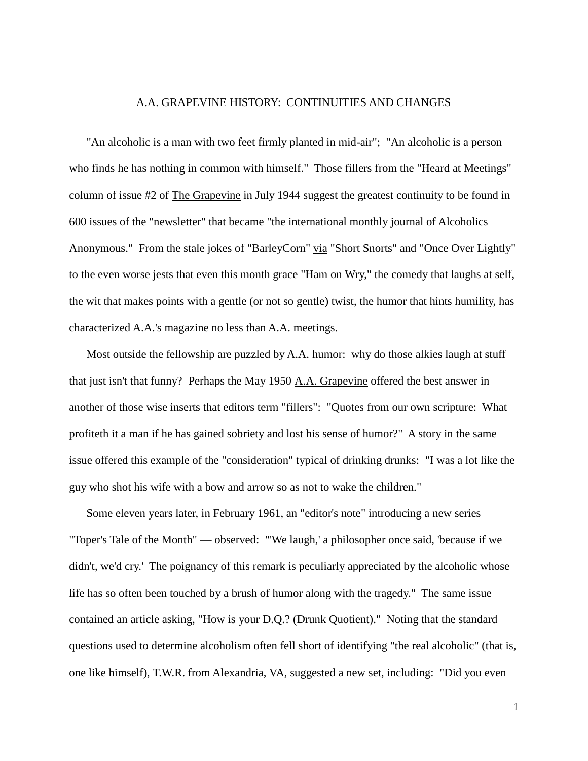# <u>A.A. GRAPEVINE</u> HISTORY: CONTINUITIES AND CHANGES

"An alcoholic is a man with two feet firmly planted in mid-air"; "An alcoholic is a person who finds he has nothing in common with himself." Those fillers from the "Heard at Meetings" column of issue #2 of <u>The Grapevine</u> in July 1944 suggest the greatest continuity to be found in 600 issues of the "newsletter" that became "the international monthly journal of Alcoholics Anonymous." From the stale jokes of "BarleyCorn" <u>via</u> "Short Snorts" and "Once Over Lightly" to the even worse jests that even this month grace "Ham on Wry," the comedy that laughs at self, the wit that makes points with a gentle (or not so gentle) twist, the humor that hints humility, has characterized A.A.'s magazine no less than A.A. meetings.

Most outside the fellowship are puzzled by A.A. humor: why do those alkies laugh at stuff that just isn't that funny? Perhaps the May 1950 <u>A.A. Grapevine</u> offered the best answer in another of those wise inserts that editors term "fillers": "Quotes from our own scripture: What profiteth it a man if he has gained sobriety and lost his sense of humor?" A story in the same issue offered this example of the "consideration" typical of drinking drunks: "I was a lot like the guy who shot his wife with a bow and arrow so as not to wake the children."

Some eleven years later, in February 1961, an "editor's note" introducing a new series — "Toper's Tale of the Month" — observed: "'We laugh,' a philosopher once said, 'because if we didn't, we'd cry.' The poignancy of this remark is peculiarly appreciated by the alcoholic whose life has so often been touched by a brush of humor along with the tragedy." The same issue contained an article asking, "How is your D.Q.? (Drunk Quotient)." Noting that the standard questions used to determine alcoholism often fell short of identifying "the real alcoholic" (that is, one like himself), T.W.R. from Alexandria, VA, suggested a new set, including: "Did you even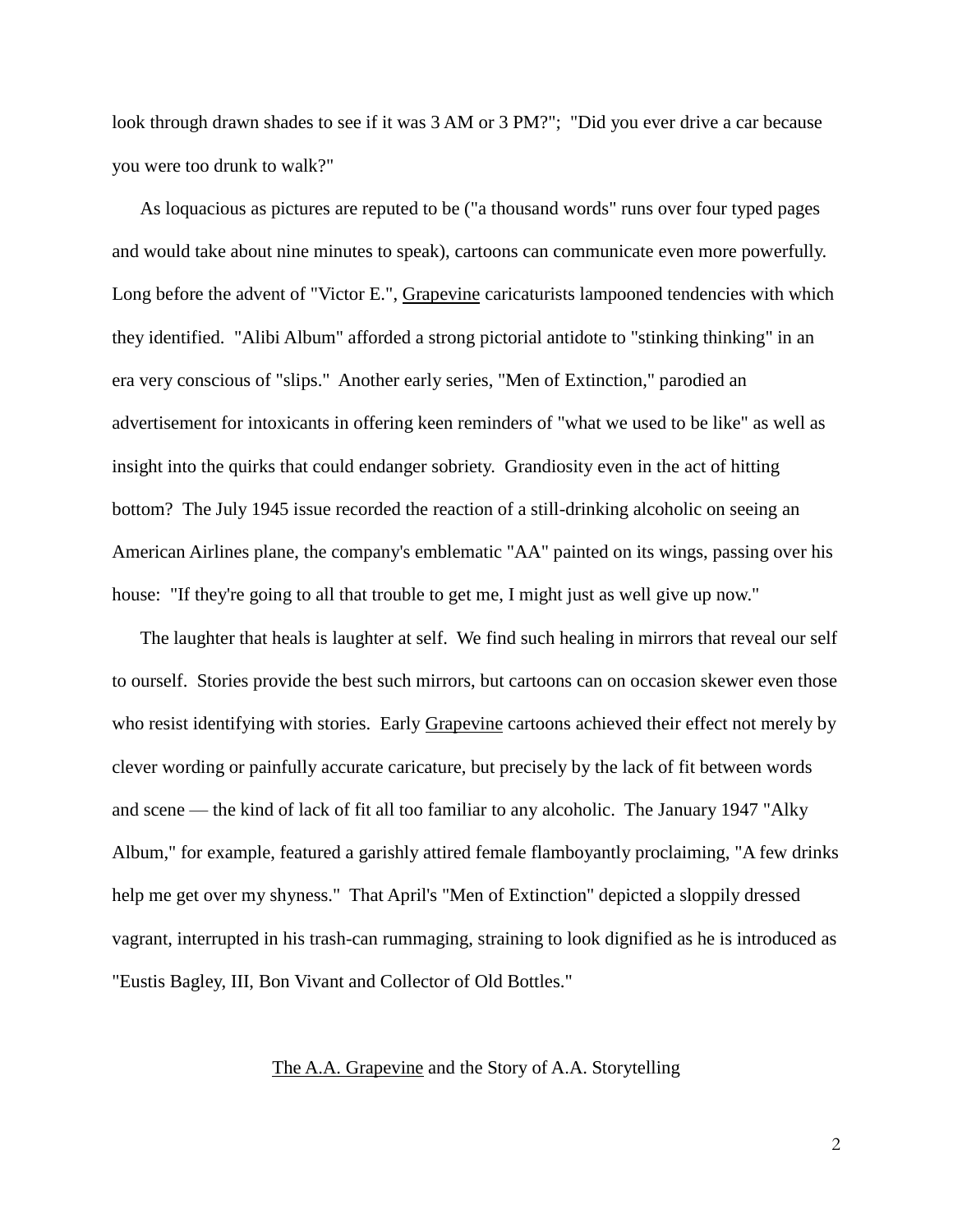look through drawn shades to see if it was 3 AM or 3 PM?"; "Did you ever drive a car because you were too drunk to walk?"

As loquacious as pictures are reputed to be ("a thousand words" runs over four typed pages and would take about nine minutes to speak), cartoons can communicate even more powerfully. Long before the advent of "Victor E.", Grapevine caricaturists lampooned tendencies with which they identified. "Alibi Album" afforded a strong pictorial antidote to "stinking thinking" in an era very conscious of "slips." Another early series, "Men of Extinction," parodied an advertisement for intoxicants in offering keen reminders of "what we used to be like" as well as insight into the quirks that could endanger sobriety. Grandiosity even in the act of hitting bottom? The July 1945 issue recorded the reaction of a still-drinking alcoholic on seeing an American Airlines plane, the company's emblematic "AA" painted on its wings, passing over his house: "If they're going to all that trouble to get me, I might just as well give up now."

The laughter that heals is laughter at self. We find such healing in mirrors that reveal our self to ourself. Stories provide the best such mirrors, but cartoons can on occasion skewer even those who resist identifying with stories. Early Grapevine cartoons achieved their effect not merely by clever wording or painfully accurate caricature, but precisely by the lack of fit between words and scene — the kind of lack of fit all too familiar to any alcoholic. The January 1947 "Alky Album," for example, featured a garishly attired female flamboyantly proclaiming, "A few drinks help me get over my shyness." That April's "Men of Extinction" depicted a sloppily dressed vagrant, interrupted in his trash-can rummaging, straining to look dignified as he is introduced as "Eustis Bagley, III, Bon Vivant and Collector of Old Bottles."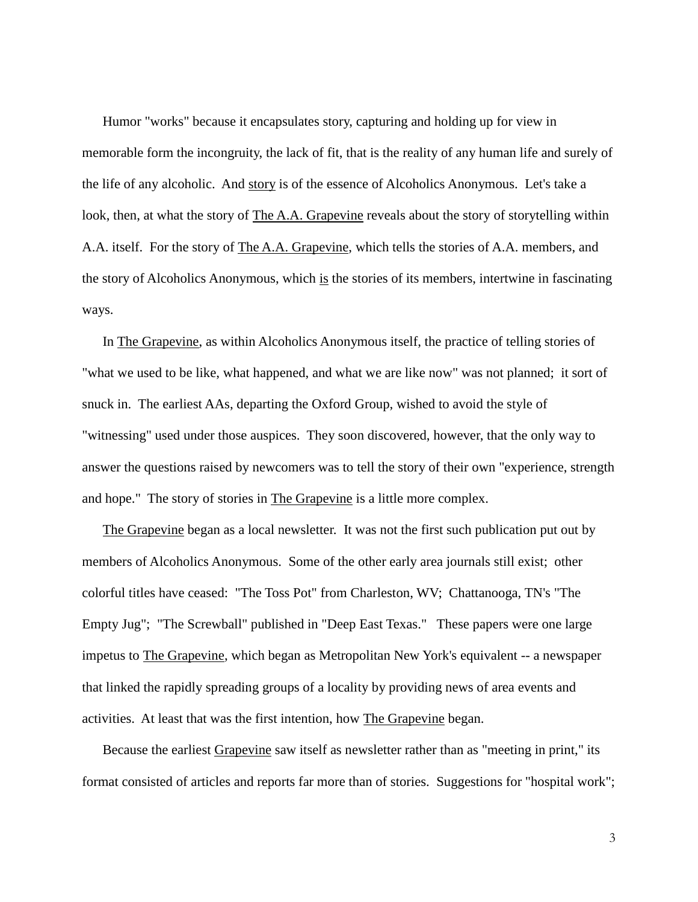Humor "works" because it encapsulates story, capturing and holding up for view in memorable form the incongruity, the lack of fit, that is the reality of any human life and surely of the life of any alcoholic. And story is of the essence of Alcoholics Anonymous. Let's take a look, then, at what the story of The A.A. Grapevine reveals about the story of storytelling within A.A. itself. For the story of The A.A. Grapevine, which tells the stories of A.A. members, and the story of Alcoholics Anonymous, which is the stories of its members, intertwine in fascinating ways.

In The Grapevine, as within Alcoholics Anonymous itself, the practice of telling stories of "what we used to be like, what happened, and what we are like now" was not planned; it sort of snuck in. The earliest AAs, departing the Oxford Group, wished to avoid the style of "witnessing" used under those auspices. They soon discovered, however, that the only way to answer the questions raised by newcomers was to tell the story of their own "experience, strength and hope." The story of stories in The Grapevine is a little more complex.

The Grapevine began as a local newsletter. It was not the first such publication put out by members of Alcoholics Anonymous. Some of the other early area journals still exist; other colorful titles have ceased: "The Toss Pot" from Charleston, WV; Chattanooga, TN's "The Empty Jug"; "The Screwball" published in "Deep East Texas." These papers were one large impetus to The Grapevine, which began as Metropolitan New York's equivalent -- a newspaper that linked the rapidly spreading groups of a locality by providing news of area events and activities. At least that was the first intention, how The Grapevine began.

Because the earliest Grapevine saw itself as newsletter rather than as "meeting in print," its format consisted of articles and reports far more than of stories. Suggestions for "hospital work";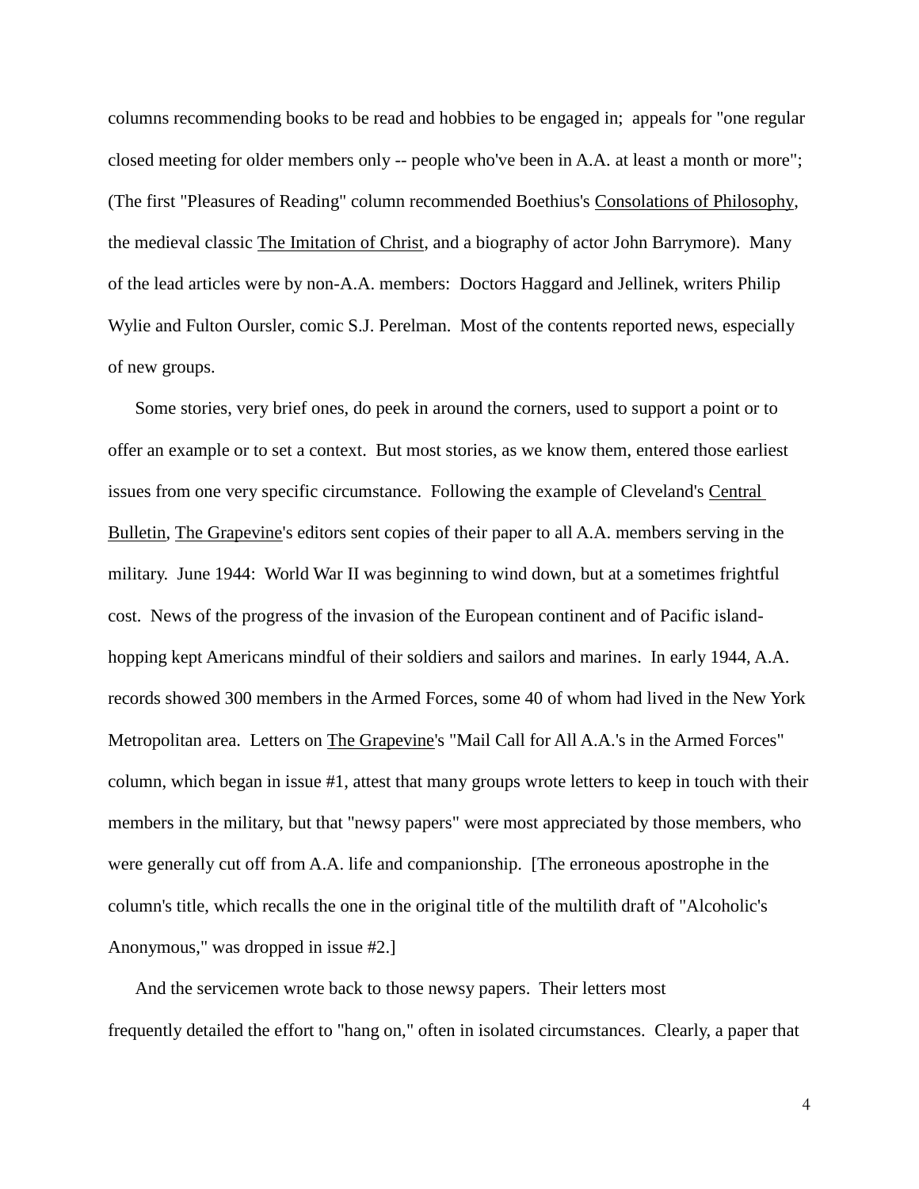columns recommending books to be read and hobbies to be engaged in; appeals for "one regular closed meeting for older members only -- people who've been in A.A. at least a month or more"; (The first "Pleasures of Reading" column recommended Boethius's Consolations of Philosophy, the medieval classic The Imitation of Christ, and a biography of actor John Barrymore). Many of the lead articles were by non-A.A. members: Doctors Haggard and Jellinek, writers Philip Wylie and Fulton Oursler, comic S.J. Perelman. Most of the contents reported news, especially of new groups.

Some stories, very brief ones, do peek in around the corners, used to support a point or to offer an example or to set a context. But most stories, as we know them, entered those earliest issues from one very specific circumstance. Following the example of Cleveland's Central Bulletin, The Grapevine's editors sent copies of their paper to all A.A. members serving in the military. June 1944: World War II was beginning to wind down, but at a sometimes frightful cost. News of the progress of the invasion of the European continent and of Pacific island-hopping kept Americans mindful of their soldiers and sailors and marines. In early 1944, A.A. records showed 300 members in the Armed Forces, some 40 of whom had lived in the New York Metropolitan area. Letters on The Grapevine's "Mail Call for All A.A.'s in the Armed Forces" column, which began in issue #1, attest that many groups wrote letters to keep in touch with their members in the military, but that "newsy papers" were most appreciated by those members, who were generally cut off from A.A. life and companionship. [The erroneous apostrophe in the column's title, which recalls the one in the original title of the multilith draft of "Alcoholic's Anonymous," was dropped in issue #2.]

And the servicemen wrote back to those newsy papers. Their letters most frequently detailed the effort to "hang on," often in isolated circumstances. Clearly, a paper that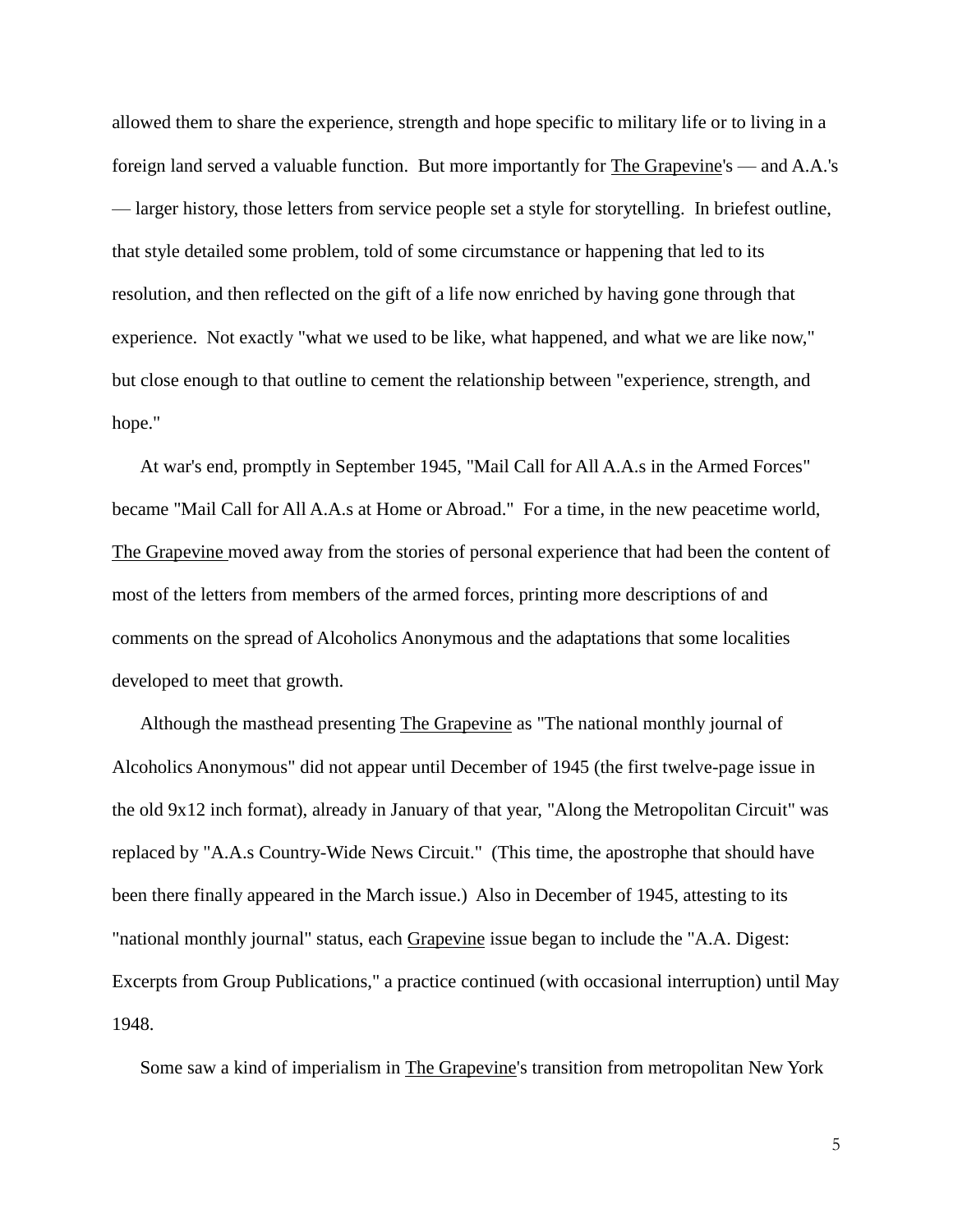allowed them to share the experience, strength and hope specific to military life or to living in a foreign land served a valuable function. But more importantly for The Grapevine's — and A.A.'s — larger history, those letters from service people set a style for storytelling. In briefest outline, that style detailed some problem, told of some circumstance or happening that led to its resolution, and then reflected on the gift of a life now enriched by having gone through that experience. Not exactly "what we used to be like, what happened, and what we are like now," but close enough to that outline to cement the relationship between "experience, strength, and hope."

At war's end, promptly in September 1945, "Mail Call for All A.A.s in the Armed Forces" became "Mail Call for All A.A.s at Home or Abroad." For a time, in the new peacetime world, The Grapevine moved away from the stories of personal experience that had been the content of most of the letters from members of the armed forces, printing more descriptions of and comments on the spread of Alcoholics Anonymous and the adaptations that some localities developed to meet that growth.

Although the masthead presenting The Grapevine as "The national monthly journal of Alcoholics Anonymous" did not appear until December of 1945 (the first twelve-page issue in the old 9x12 inch format), already in January of that year, "Along the Metropolitan Circuit" was replaced by "A.A.s Country-Wide News Circuit." (This time, the apostrophe that should have been there finally appeared in the March issue.) Also in December of 1945, attesting to its "national monthly journal" status, each Grapevine issue began to include the "A.A. Digest: Excerpts from Group Publications," a practice continued (with occasional interruption) until May 1948.

Some saw a kind of imperialism in The Grapevine's transition from metropolitan New York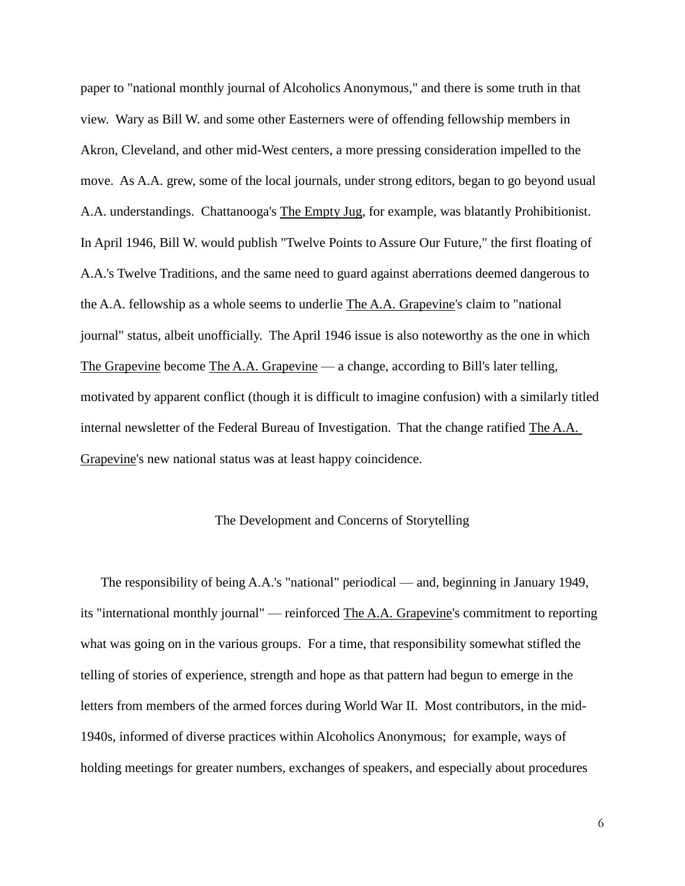paper to "national monthly journal of Alcoholics Anonymous," and there is some truth in that view. Wary as Bill W. and some other Easterners were of offending fellowship members in Akron, Cleveland, and other mid-West centers, a more pressing consideration impelled to the move. As A.A. grew, some of the local journals, under strong editors, began to go beyond usual A.A. understandings. Chattanooga's The Empty Jug, for example, was blatantly Prohibitionist. In April 1946, Bill W. would publish "Twelve Points to Assure Our Future," the first floating of A.A.'s Twelve Traditions, and the same need to guard against aberrations deemed dangerous to the A.A. fellowship as a whole seems to underlie The A.A. Grapevine's claim to "national journal" status, albeit unofficially. The April 1946 issue is also noteworthy as the one in which The Grapevine become The A.A. Grapevine — a change, according to Bill's later telling, motivated by apparent conflict (though it is difficult to imagine confusion) with a similarly titled internal newsletter of the Federal Bureau of Investigation. That the change ratified The A.A. Grapevine's new national status was at least happy coincidence.

## The Development and Concerns of Storytelling

The responsibility of being A.A.'s "national" periodical — and, beginning in January 1949, its "international monthly journal" — reinforced The A.A. Grapevine's commitment to reporting what was going on in the various groups. For a time, that responsibility somewhat stifled the telling of stories of experience, strength and hope as that pattern had begun to emerge in the letters from members of the armed forces during World War II. Most contributors, in the mid-1940s, informed of diverse practices within Alcoholics Anonymous; for example, ways of holding meetings for greater numbers, exchanges of speakers, and especially about procedures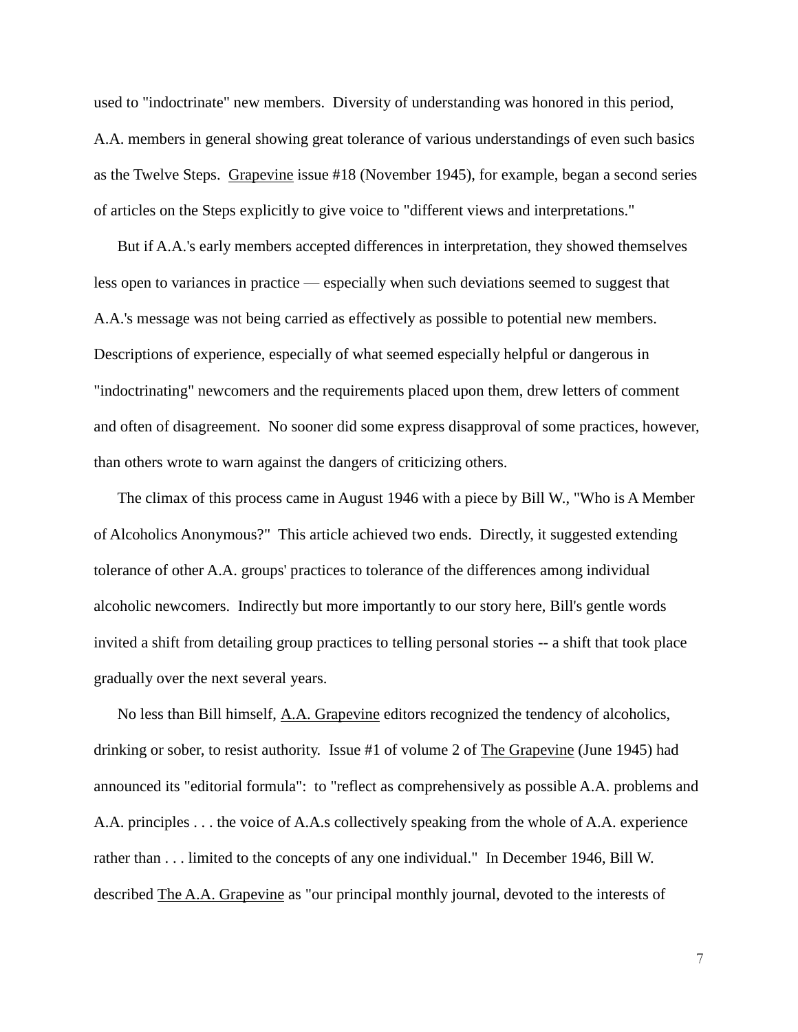used to "indoctrinate" new members. Diversity of understanding was honored in this period, A.A. members in general showing great tolerance of various understandings of even such basics as the Twelve Steps. Grapevine issue #18 (November 1945), for example, began a second series of articles on the Steps explicitly to give voice to "different views and interpretations."

But if A.A.'s early members accepted differences in interpretation, they showed themselves less open to variances in practice — especially when such deviations seemed to suggest that A.A.'s message was not being carried as effectively as possible to potential new members. Descriptions of experience, especially of what seemed especially helpful or dangerous in "indoctrinating" newcomers and the requirements placed upon them, drew letters of comment and often of disagreement. No sooner did some express disapproval of some practices, however, than others wrote to warn against the dangers of criticizing others.

The climax of this process came in August 1946 with a piece by Bill W., "Who is A Member of Alcoholics Anonymous?" This article achieved two ends. Directly, it suggested extending tolerance of other A.A. groups' practices to tolerance of the differences among individual alcoholic newcomers. Indirectly but more importantly to our story here, Bill's gentle words invited a shift from detailing group practices to telling personal stories -- a shift that took place gradually over the next several years.

No less than Bill himself, A.A. Grapevine editors recognized the tendency of alcoholics, drinking or sober, to resist authority. Issue #1 of volume 2 of The Grapevine (June 1945) had announced its "editorial formula": to "reflect as comprehensively as possible A.A. problems and A.A. principles . . . the voice of A.A.s collectively speaking from the whole of A.A. experience rather than . . . limited to the concepts of any one individual." In December 1946, Bill W. described The A.A. Grapevine as "our principal monthly journal, devoted to the interests of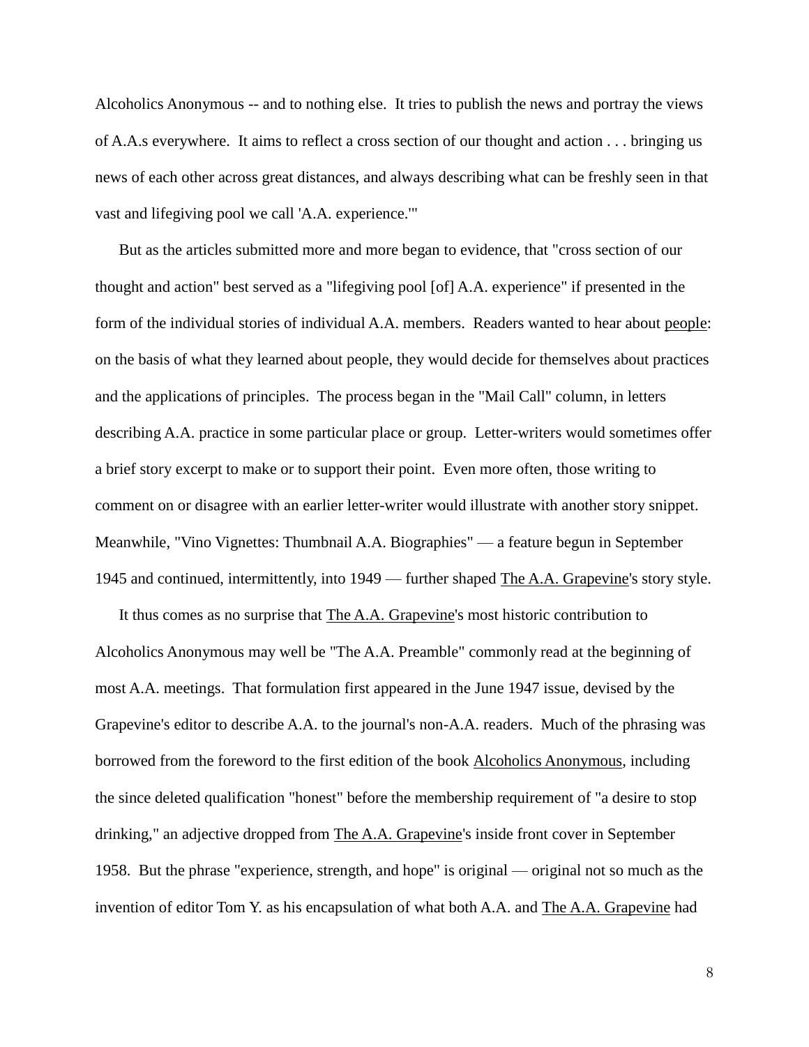Alcoholics Anonymous -- and to nothing else. It tries to publish the news and portray the views of A.A.s everywhere. It aims to reflect a cross section of our thought and action . . . bringing us news of each other across great distances, and always describing what can be freshly seen in that vast and lifegiving pool we call 'A.A. experience.'"

But as the articles submitted more and more began to evidence, that "cross section of our thought and action" best served as a "lifegiving pool [of] A.A. experience" if presented in the form of the individual stories of individual A.A. members. Readers wanted to hear about people: on the basis of what they learned about people, they would decide for themselves about practices and the applications of principles. The process began in the "Mail Call" column, in letters describing A.A. practice in some particular place or group. Letter-writers would sometimes offer a brief story excerpt to make or to support their point. Even more often, those writing to comment on or disagree with an earlier letter-writer would illustrate with another story snippet. Meanwhile, "Vino Vignettes: Thumbnail A.A. Biographies" — a feature begun in September 1945 and continued, intermittently, into 1949 — further shaped The A.A. Grapevine's story style.

It thus comes as no surprise that The A.A. Grapevine's most historic contribution to Alcoholics Anonymous may well be "The A.A. Preamble" commonly read at the beginning of most A.A. meetings. That formulation first appeared in the June 1947 issue, devised by the Grapevine's editor to describe A.A. to the journal's non-A.A. readers. Much of the phrasing was borrowed from the foreword to the first edition of the book Alcoholics Anonymous, including the since deleted qualification "honest" before the membership requirement of "a desire to stop drinking," an adjective dropped from The A.A. Grapevine's inside front cover in September 1958. But the phrase "experience, strength, and hope" is original — original not so much as the invention of editor Tom Y. as his encapsulation of what both A.A. and The A.A. Grapevine had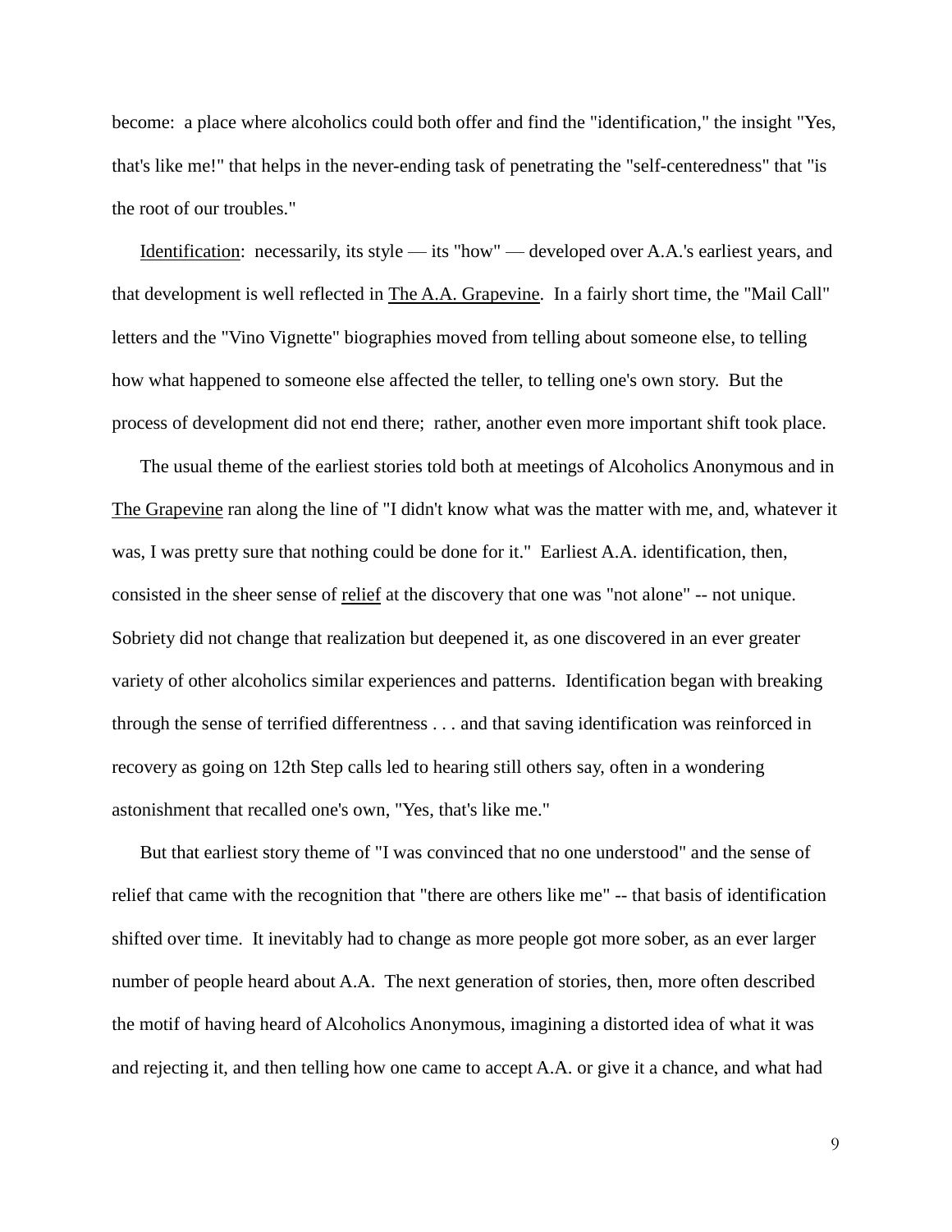become: a place where alcoholics could both offer and find the "identification," the insight "Yes, that's like me!" that helps in the never-ending task of penetrating the "self-centeredness" that "is the root of our troubles."

Identification: necessarily, its style — its "how" — developed over A.A.'s earliest years, and that development is well reflected in The A.A. Grapevine. In a fairly short time, the "Mail Call" letters and the "Vino Vignette" biographies moved from telling about someone else, to telling how what happened to someone else affected the teller, to telling one's own story. But the process of development did not end there; rather, another even more important shift took place.

The usual theme of the earliest stories told both at meetings of Alcoholics Anonymous and in The Grapevine ran along the line of "I didn't know what was the matter with me, and, whatever it was, I was pretty sure that nothing could be done for it." Earliest A.A. identification, then, consisted in the sheer sense of relief at the discovery that one was "not alone" -- not unique. Sobriety did not change that realization but deepened it, as one discovered in an ever greater variety of other alcoholics similar experiences and patterns. Identification began with breaking through the sense of terrified differentness . . . and that saving identification was reinforced in recovery as going on 12th Step calls led to hearing still others say, often in a wondering astonishment that recalled one's own, "Yes, that's like me."

But that earliest story theme of "I was convinced that no one understood" and the sense of relief that came with the recognition that "there are others like me" -- that basis of identification shifted over time. It inevitably had to change as more people got more sober, as an ever larger number of people heard about A.A. The next generation of stories, then, more often described the motif of having heard of Alcoholics Anonymous, imagining a distorted idea of what it was and rejecting it, and then telling how one came to accept A.A. or give it a chance, and what had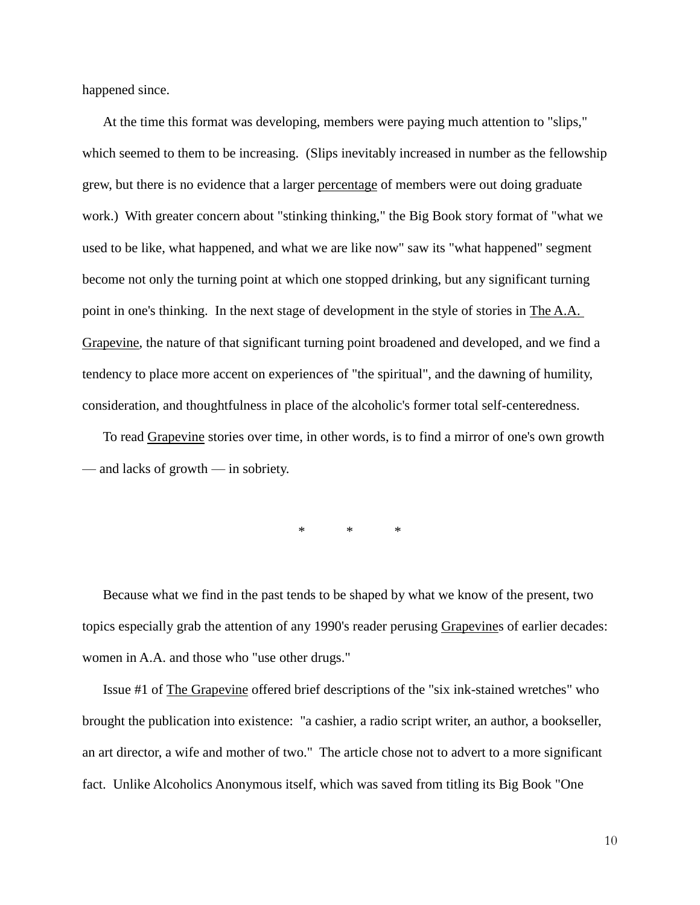happened since.

At the time this format was developing, members were paying much attention to "slips," which seemed to them to be increasing. (Slips inevitably increased in number as the fellowship grew, but there is no evidence that a larger <u>percentage</u> of members were out doing graduate work.) With greater concern about "stinking thinking," the Big Book story format of "what we used to be like, what happened, and what we are like now" saw its "what happened" segment become not only the turning point at which one stopped drinking, but any significant turning point in one's thinking. In the next stage of development in the style of stories in <u>The A.A. Grapevine</u>, the nature of that significant turning point broadened and developed, and we find a tendency to place more accent on experiences of "the spiritual", and the dawning of humility, consideration, and thoughtfulness in place of the alcoholic's former total self-centeredness.

To read <u>Grapevine</u> stories over time, in other words, is to find a mirror of one's own growth — and lacks of growth — in sobriety.

\* \* \*

Because what we find in the past tends to be shaped by what we know of the present, two topics especially grab the attention of any 1990's reader perusing <u>Grapevine</u>s of earlier decades: women in A.A. and those who "use other drugs."

Issue #1 of <u>The Grapevine</u> offered brief descriptions of the "six ink-stained wretches" who brought the publication into existence: "a cashier, a radio script writer, an author, a bookseller, an art director, a wife and mother of two." The article chose not to advert to a more significant fact. Unlike Alcoholics Anonymous itself, which was saved from titling its Big Book "One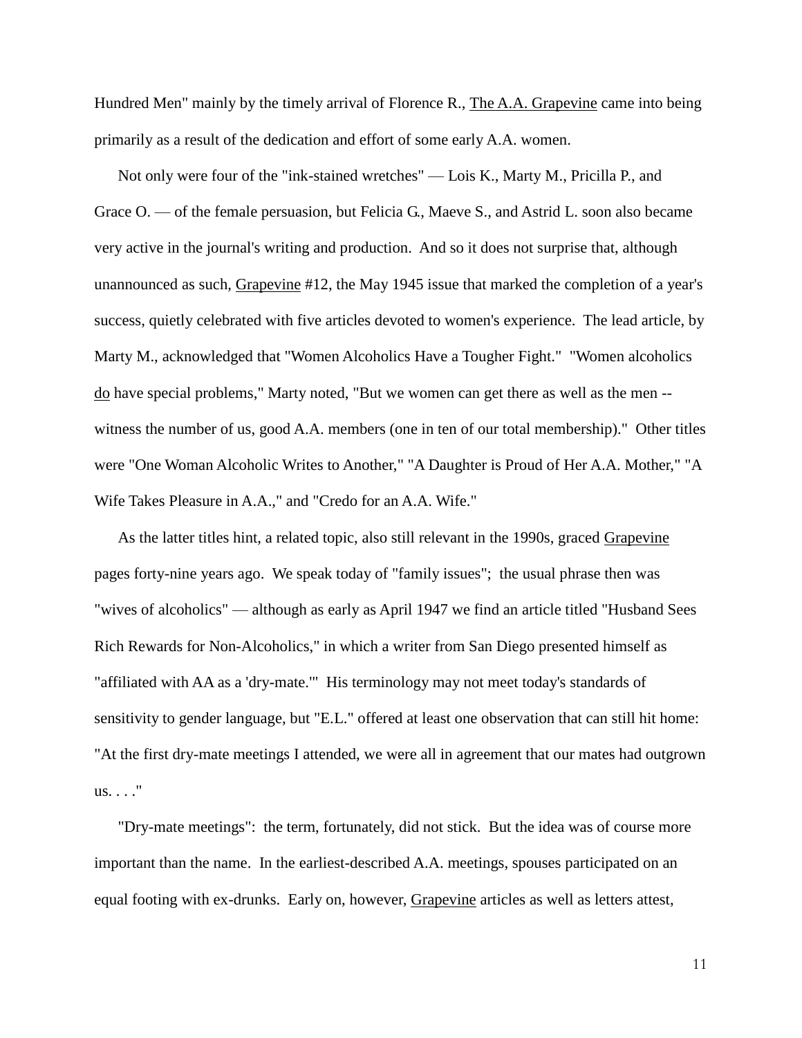Hundred Men" mainly by the timely arrival of Florence R., The A.A. Grapevine came into being primarily as a result of the dedication and effort of some early A.A. women.

Not only were four of the "ink-stained wretches" — Lois K., Marty M., Pricilla P., and Grace O. — of the female persuasion, but Felicia G., Maeve S., and Astrid L. soon also became very active in the journal's writing and production. And so it does not surprise that, although unannounced as such, Grapevine #12, the May 1945 issue that marked the completion of a year's success, quietly celebrated with five articles devoted to women's experience. The lead article, by Marty M., acknowledged that "Women Alcoholics Have a Tougher Fight." "Women alcoholics do have special problems," Marty noted, "But we women can get there as well as the men -- witness the number of us, good A.A. members (one in ten of our total membership)." Other titles were "One Woman Alcoholic Writes to Another," "A Daughter is Proud of Her A.A. Mother," "A Wife Takes Pleasure in A.A.," and "Credo for an A.A. Wife."

As the latter titles hint, a related topic, also still relevant in the 1990s, graced Grapevine pages forty-nine years ago. We speak today of "family issues"; the usual phrase then was "wives of alcoholics" — although as early as April 1947 we find an article titled "Husband Sees Rich Rewards for Non-Alcoholics," in which a writer from San Diego presented himself as "affiliated with AA as a 'dry-mate.'" His terminology may not meet today's standards of sensitivity to gender language, but "E.L." offered at least one observation that can still hit home: "At the first dry-mate meetings I attended, we were all in agreement that our mates had outgrown us. . . ."

"Dry-mate meetings": the term, fortunately, did not stick. But the idea was of course more important than the name. In the earliest-described A.A. meetings, spouses participated on an equal footing with ex-drunks. Early on, however, Grapevine articles as well as letters attest,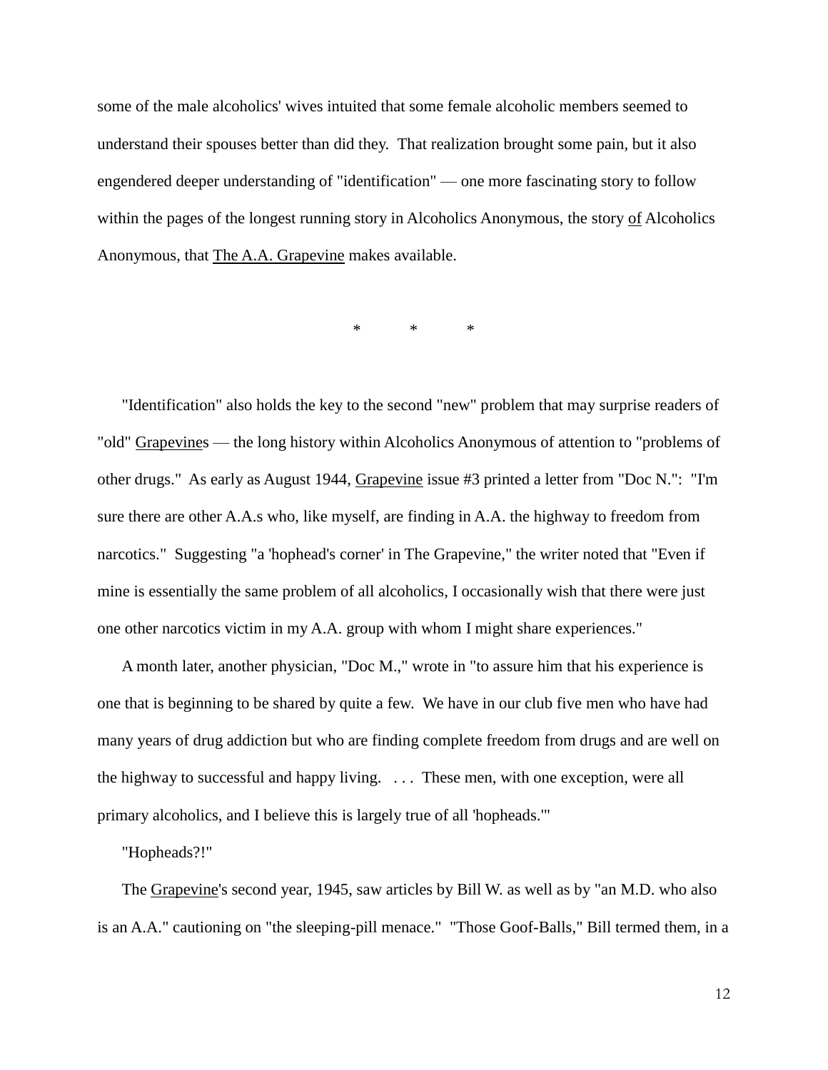some of the male alcoholics' wives intuited that some female alcoholic members seemed to understand their spouses better than did they. That realization brought some pain, but it also engendered deeper understanding of "identification" — one more fascinating story to follow within the pages of the longest running story in Alcoholics Anonymous, the story <u>of</u> Alcoholics Anonymous, that <u>The A.A. Grapevine</u> makes available.

\* \* \*

"Identification" also holds the key to the second "new" problem that may surprise readers of "old" <u>Grapevine</u>s — the long history within Alcoholics Anonymous of attention to "problems of other drugs." As early as August 1944, <u>Grapevine</u> issue #3 printed a letter from "Doc N.": "I'm sure there are other A.A.s who, like myself, are finding in A.A. the highway to freedom from narcotics." Suggesting "a 'hophead's corner' in The Grapevine," the writer noted that "Even if mine is essentially the same problem of all alcoholics, I occasionally wish that there were just one other narcotics victim in my A.A. group with whom I might share experiences."

A month later, another physician, "Doc M.," wrote in "to assure him that his experience is one that is beginning to be shared by quite a few. We have in our club five men who have had many years of drug addiction but who are finding complete freedom from drugs and are well on the highway to successful and happy living. . . . These men, with one exception, were all primary alcoholics, and I believe this is largely true of all 'hopheads.'"

"Hopheads?!"

The <u>Grapevine</u>'s second year, 1945, saw articles by Bill W. as well as by "an M.D. who also is an A.A." cautioning on "the sleeping-pill menace." "Those Goof-Balls," Bill termed them, in a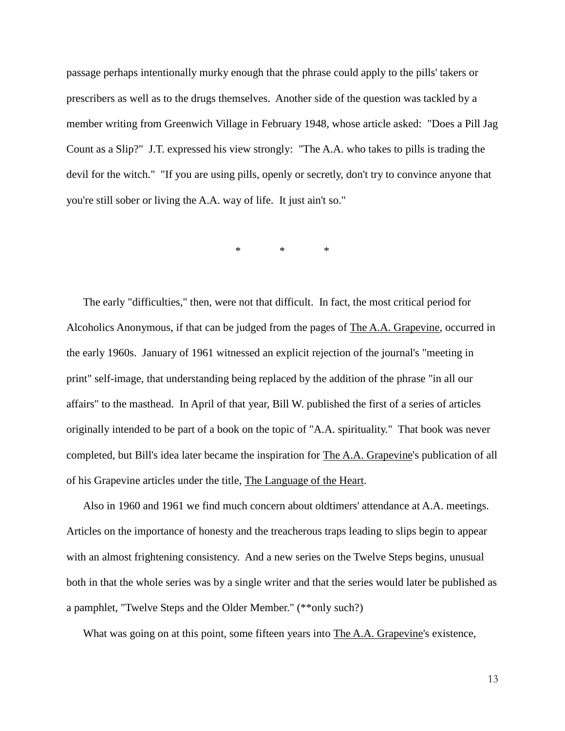passage perhaps intentionally murky enough that the phrase could apply to the pills' takers or prescribers as well as to the drugs themselves. Another side of the question was tackled by a member writing from Greenwich Village in February 1948, whose article asked: "Does a Pill Jag Count as a Slip?" J.T. expressed his view strongly: "The A.A. who takes to pills is trading the devil for the witch." "If you are using pills, openly or secretly, don't try to convince anyone that you're still sober or living the A.A. way of life. It just ain't so."

\* \* \*

The early "difficulties," then, were not that difficult. In fact, the most critical period for Alcoholics Anonymous, if that can be judged from the pages of The A.A. Grapevine, occurred in the early 1960s. January of 1961 witnessed an explicit rejection of the journal's "meeting in print" self-image, that understanding being replaced by the addition of the phrase "in all our affairs" to the masthead. In April of that year, Bill W. published the first of a series of articles originally intended to be part of a book on the topic of "A.A. spirituality." That book was never completed, but Bill's idea later became the inspiration for The A.A. Grapevine's publication of all of his Grapevine articles under the title, The Language of the Heart.

Also in 1960 and 1961 we find much concern about oldtimers' attendance at A.A. meetings. Articles on the importance of honesty and the treacherous traps leading to slips begin to appear with an almost frightening consistency. And a new series on the Twelve Steps begins, unusual both in that the whole series was by a single writer and that the series would later be published as a pamphlet, "Twelve Steps and the Older Member." (**only such?)

What was going on at this point, some fifteen years into The A.A. Grapevine's existence,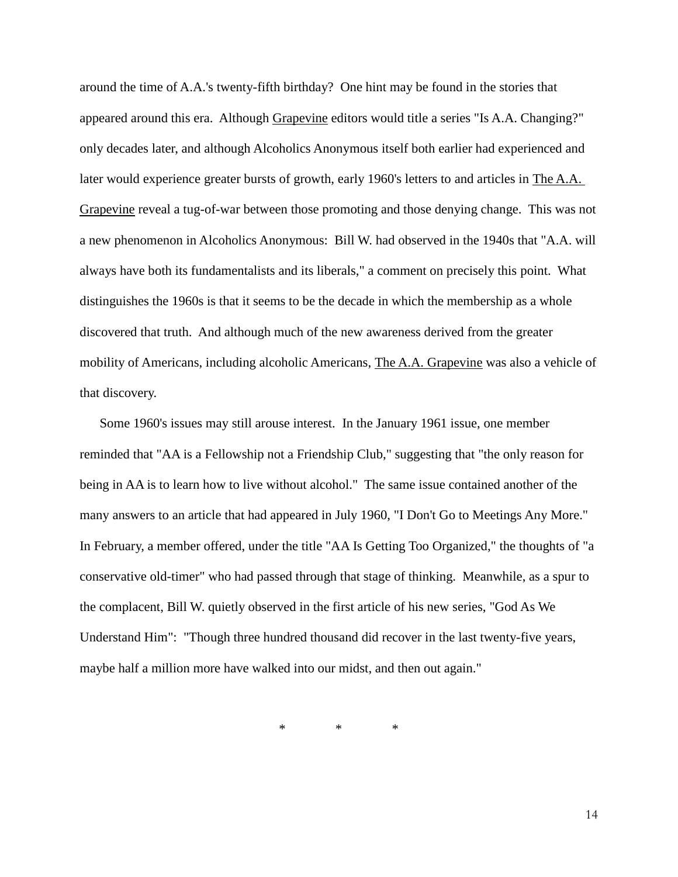around the time of A.A.'s twenty-fifth birthday? One hint may be found in the stories that appeared around this era. Although Grapevine editors would title a series "Is A.A. Changing?" only decades later, and although Alcoholics Anonymous itself both earlier had experienced and later would experience greater bursts of growth, early 1960's letters to and articles in The A.A. Grapevine reveal a tug-of-war between those promoting and those denying change. This was not a new phenomenon in Alcoholics Anonymous: Bill W. had observed in the 1940s that "A.A. will always have both its fundamentalists and its liberals," a comment on precisely this point. What distinguishes the 1960s is that it seems to be the decade in which the membership as a whole discovered that truth. And although much of the new awareness derived from the greater mobility of Americans, including alcoholic Americans, The A.A. Grapevine was also a vehicle of that discovery.

Some 1960's issues may still arouse interest. In the January 1961 issue, one member reminded that "AA is a Fellowship not a Friendship Club," suggesting that "the only reason for being in AA is to learn how to live without alcohol." The same issue contained another of the many answers to an article that had appeared in July 1960, "I Don't Go to Meetings Any More." In February, a member offered, under the title "AA Is Getting Too Organized," the thoughts of "a conservative old-timer" who had passed through that stage of thinking. Meanwhile, as a spur to the complacent, Bill W. quietly observed in the first article of his new series, "God As We Understand Him": "Though three hundred thousand did recover in the last twenty-five years, maybe half a million more have walked into our midst, and then out again."

\* \* \*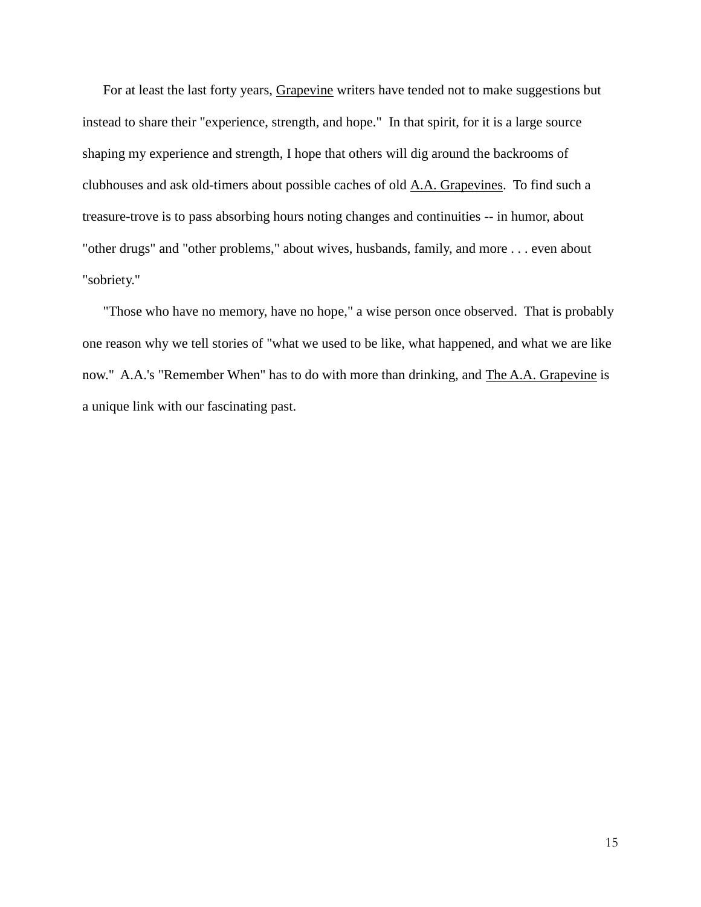For at least the last forty years, <u>Grapevine</u> writers have tended not to make suggestions but instead to share their "experience, strength, and hope." In that spirit, for it is a large source shaping my experience and strength, I hope that others will dig around the backrooms of clubhouses and ask old-timers about possible caches of old <u>A.A. Grapevines</u>. To find such a treasure-trove is to pass absorbing hours noting changes and continuities -- in humor, about "other drugs" and "other problems," about wives, husbands, family, and more . . . even about "sobriety."

"Those who have no memory, have no hope," a wise person once observed. That is probably one reason why we tell stories of "what we used to be like, what happened, and what we are like now." A.A.'s "Remember When" has to do with more than drinking, and <u>The A.A. Grapevine</u> is a unique link with our fascinating past.